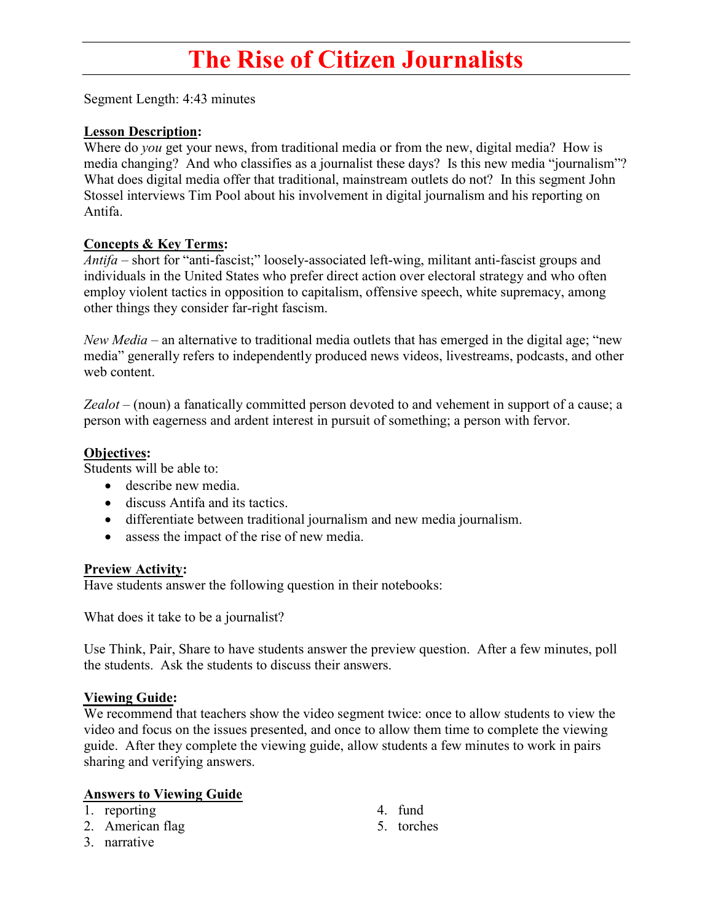# The Rise of Citizen Journalists

Segment Length: 4:43 minutes

**Lesson Description:**
Where do *you* get your news, from traditional media or from the new, digital media? How is media changing? And who classifies as a journalist these days? Is this new media "journalism"? What does digital media offer that traditional, mainstream outlets do not? In this segment John Stossel interviews Tim Pool about his involvement in digital journalism and his reporting on Antifa.

**Concepts & Key Terms:**
*Antifa* – short for "anti-fascist;" loosely-associated left-wing, militant anti-fascist groups and individuals in the United States who prefer direct action over electoral strategy and who often employ violent tactics in opposition to capitalism, offensive speech, white supremacy, among other things they consider far-right fascism.

*New Media* – an alternative to traditional media outlets that has emerged in the digital age; "new media" generally refers to independently produced news videos, livestreams, podcasts, and other web content.

*Zealot* – (noun) a fanatically committed person devoted to and vehement in support of a cause; a person with eagerness and ardent interest in pursuit of something; a person with fervor.

**Objectives:**
Students will be able to:

- describe new media.
- discuss Antifa and its tactics.
- differentiate between traditional journalism and new media journalism.
- assess the impact of the rise of new media.

**Preview Activity:**
Have students answer the following question in their notebooks:

What does it take to be a journalist?

Use Think, Pair, Share to have students answer the preview question. After a few minutes, poll the students. Ask the students to discuss their answers.

**Viewing Guide:**
We recommend that teachers show the video segment twice: once to allow students to view the video and focus on the issues presented, and once to allow them time to complete the viewing guide. After they complete the viewing guide, allow students a few minutes to work in pairs sharing and verifying answers.

**Answers to Viewing Guide**

1. reporting
2. American flag
3. narrative
4. fund
5. torches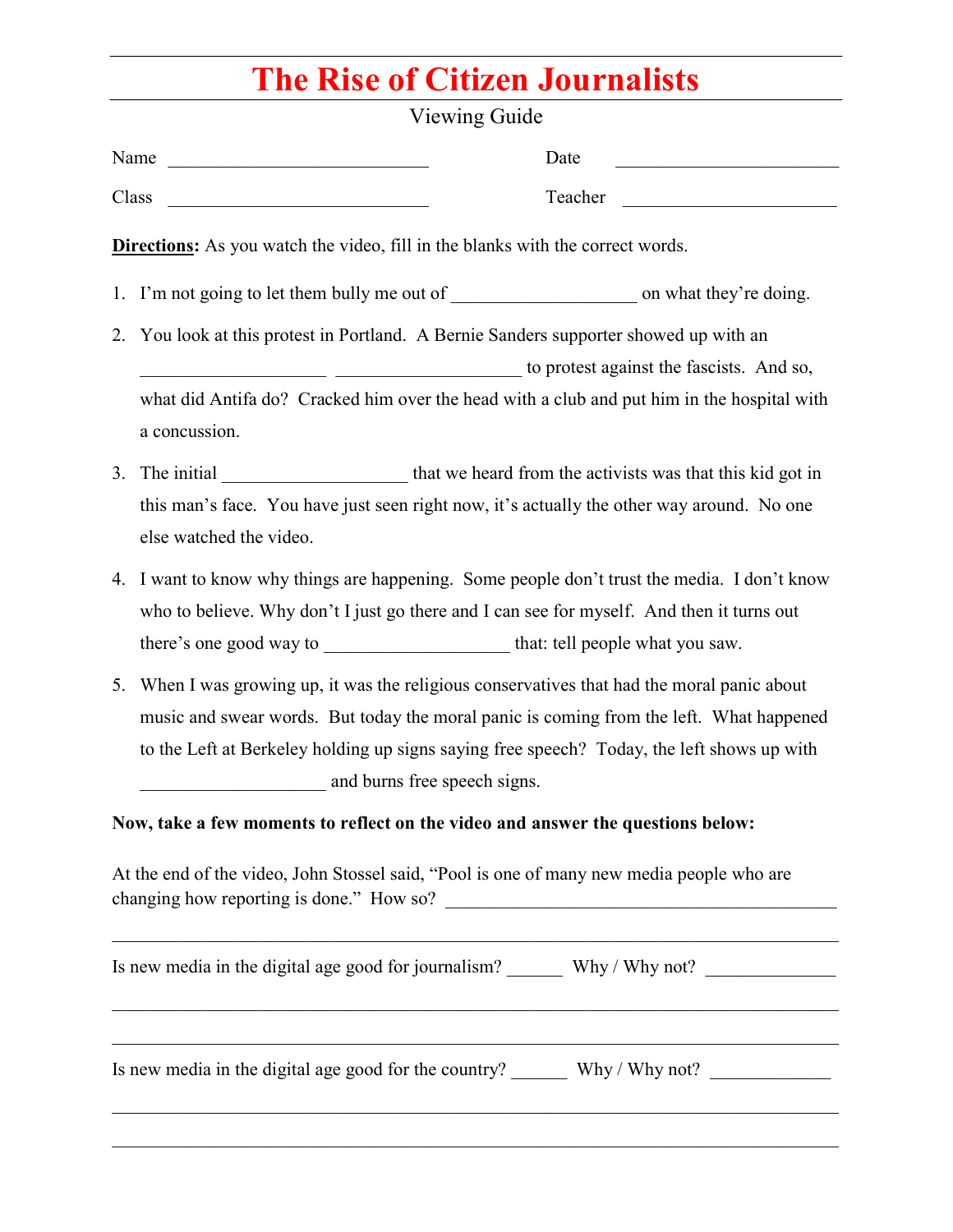# The Rise of Citizen Journalists

Viewing Guide

Name ____________________________ Date ________________________

Class ____________________________ Teacher ______________________

**Directions:** As you watch the video, fill in the blanks with the correct words.

1. I'm not going to let them bully me out of ____________________ on what they're doing.
2. You look at this protest in Portland. A Bernie Sanders supporter showed up with an ____________________ ____________________ to protest against the fascists. And so, what did Antifa do? Cracked him over the head with a club and put him in the hospital with a concussion.
3. The initial ____________________ that we heard from the activists was that this kid got in this man's face. You have just seen right now, it's actually the other way around. No one else watched the video.
4. I want to know why things are happening. Some people don't trust the media. I don't know who to believe. Why don't I just go there and I can see for myself. And then it turns out there's one good way to ____________________ that: tell people what you saw.
5. When I was growing up, it was the religious conservatives that had the moral panic about music and swear words. But today the moral panic is coming from the left. What happened to the Left at Berkeley holding up signs saying free speech? Today, the left shows up with ____________________ and burns free speech signs.

**Now, take a few moments to reflect on the video and answer the questions below:**

At the end of the video, John Stossel said, "Pool is one of many new media people who are changing how reporting is done." How so? ____________________________________________

______________________________________________________________________________

Is new media in the digital age good for journalism? ______ Why / Why not? ______________

______________________________________________________________________________

______________________________________________________________________________

Is new media in the digital age good for the country? ______ Why / Why not? _____________

______________________________________________________________________________

______________________________________________________________________________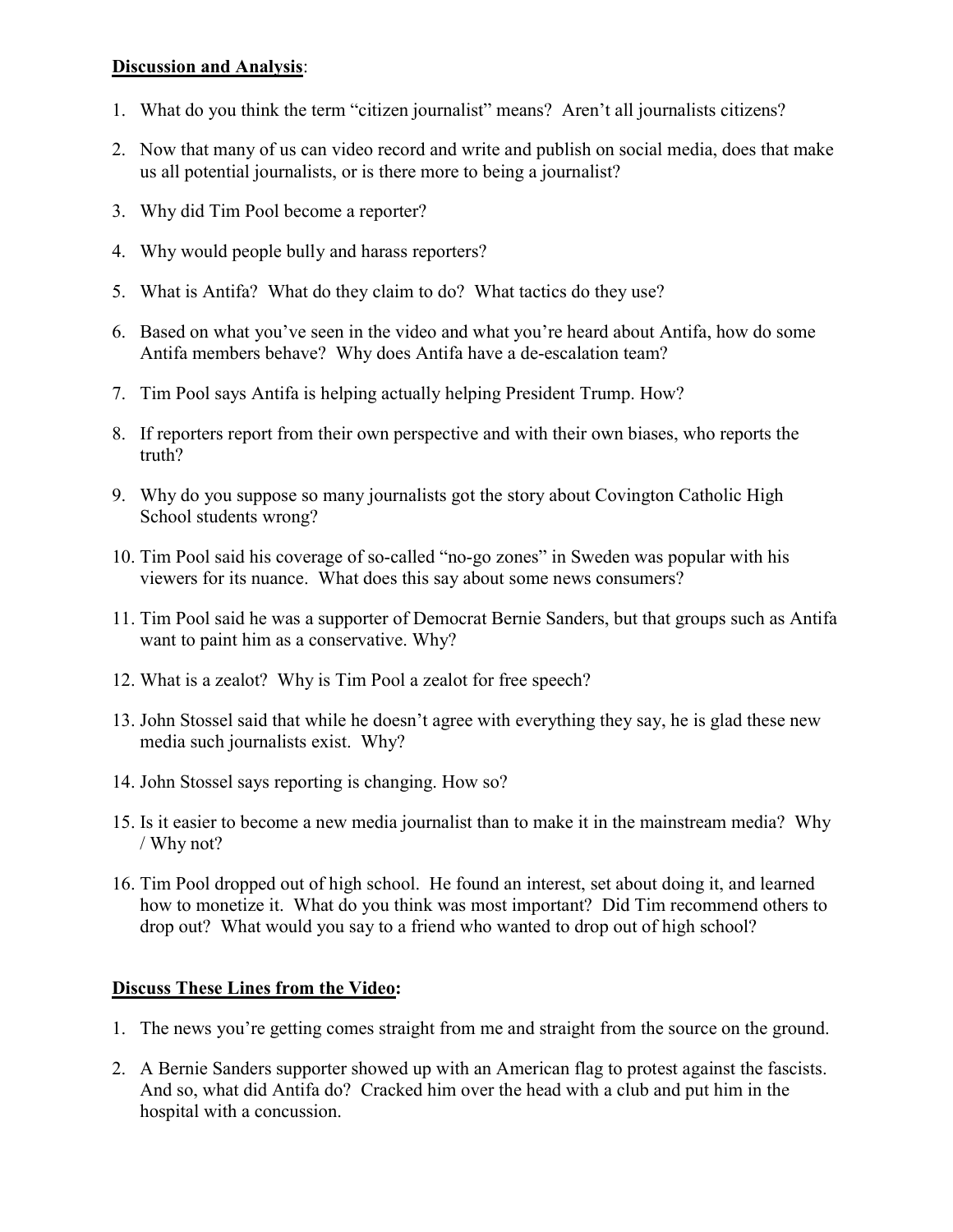**Discussion and Analysis**:

1. What do you think the term "citizen journalist" means? Aren't all journalists citizens?
2. Now that many of us can video record and write and publish on social media, does that make us all potential journalists, or is there more to being a journalist?
3. Why did Tim Pool become a reporter?
4. Why would people bully and harass reporters?
5. What is Antifa? What do they claim to do? What tactics do they use?
6. Based on what you've seen in the video and what you're heard about Antifa, how do some Antifa members behave? Why does Antifa have a de-escalation team?
7. Tim Pool says Antifa is helping actually helping President Trump. How?
8. If reporters report from their own perspective and with their own biases, who reports the truth?
9. Why do you suppose so many journalists got the story about Covington Catholic High School students wrong?
10. Tim Pool said his coverage of so-called "no-go zones" in Sweden was popular with his viewers for its nuance. What does this say about some news consumers?
11. Tim Pool said he was a supporter of Democrat Bernie Sanders, but that groups such as Antifa want to paint him as a conservative. Why?
12. What is a zealot? Why is Tim Pool a zealot for free speech?
13. John Stossel said that while he doesn't agree with everything they say, he is glad these new media such journalists exist. Why?
14. John Stossel says reporting is changing. How so?
15. Is it easier to become a new media journalist than to make it in the mainstream media? Why / Why not?
16. Tim Pool dropped out of high school. He found an interest, set about doing it, and learned how to monetize it. What do you think was most important? Did Tim recommend others to drop out? What would you say to a friend who wanted to drop out of high school?

**Discuss These Lines from the Video:**

1. The news you're getting comes straight from me and straight from the source on the ground.
2. A Bernie Sanders supporter showed up with an American flag to protest against the fascists. And so, what did Antifa do? Cracked him over the head with a club and put him in the hospital with a concussion.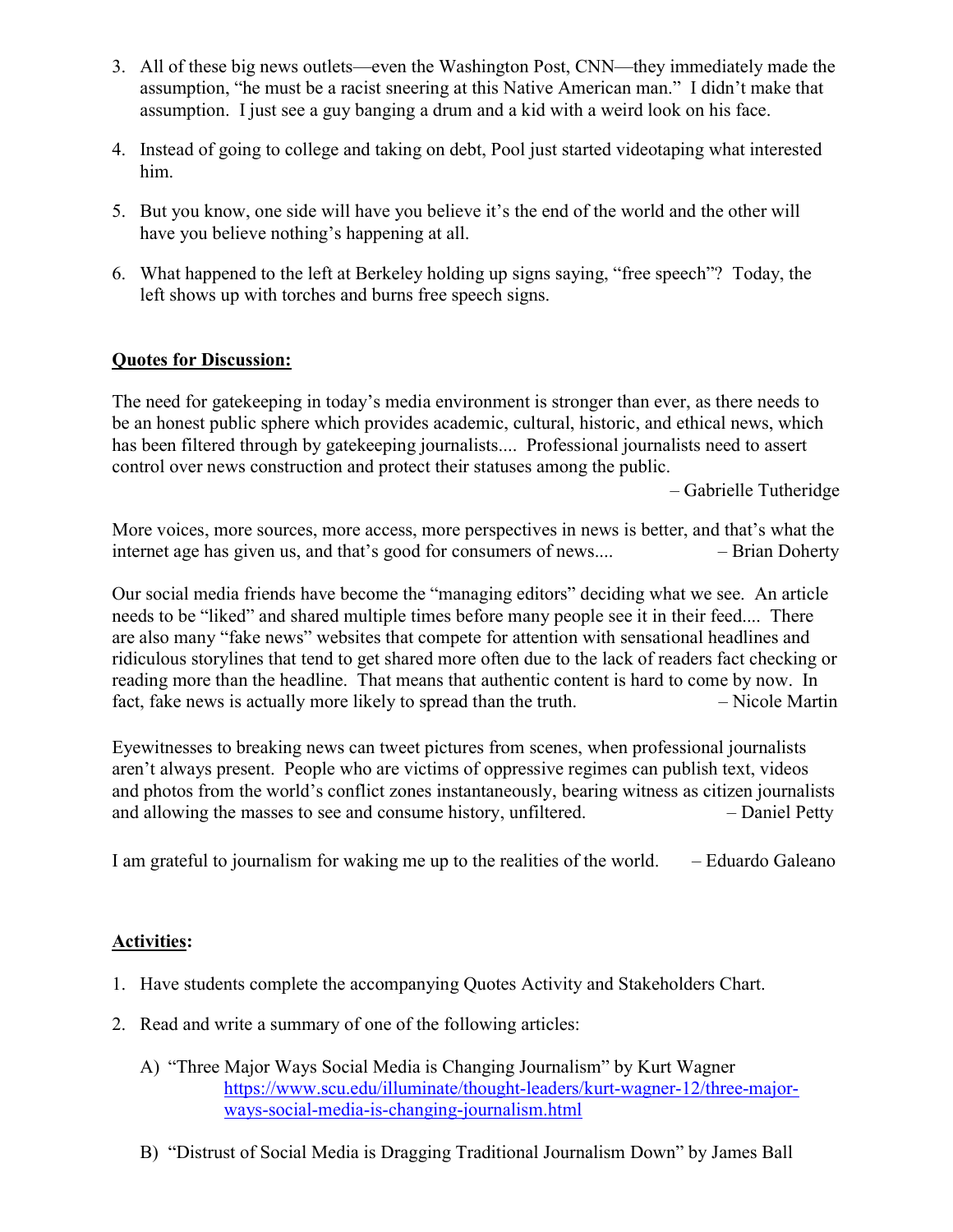3. All of these big news outlets—even the Washington Post, CNN—they immediately made the assumption, "he must be a racist sneering at this Native American man." I didn't make that assumption. I just see a guy banging a drum and a kid with a weird look on his face.

4. Instead of going to college and taking on debt, Pool just started videotaping what interested him.

5. But you know, one side will have you believe it's the end of the world and the other will have you believe nothing's happening at all.

6. What happened to the left at Berkeley holding up signs saying, "free speech"? Today, the left shows up with torches and burns free speech signs.

**Quotes for Discussion:**

The need for gatekeeping in today's media environment is stronger than ever, as there needs to be an honest public sphere which provides academic, cultural, historic, and ethical news, which has been filtered through by gatekeeping journalists.... Professional journalists need to assert control over news construction and protect their statuses among the public.

– Gabrielle Tutheridge

More voices, more sources, more access, more perspectives in news is better, and that's what the internet age has given us, and that's good for consumers of news.... – Brian Doherty

Our social media friends have become the "managing editors" deciding what we see. An article needs to be "liked" and shared multiple times before many people see it in their feed.... There are also many "fake news" websites that compete for attention with sensational headlines and ridiculous storylines that tend to get shared more often due to the lack of readers fact checking or reading more than the headline. That means that authentic content is hard to come by now. In fact, fake news is actually more likely to spread than the truth. – Nicole Martin

Eyewitnesses to breaking news can tweet pictures from scenes, when professional journalists aren't always present. People who are victims of oppressive regimes can publish text, videos and photos from the world's conflict zones instantaneously, bearing witness as citizen journalists and allowing the masses to see and consume history, unfiltered. – Daniel Petty

I am grateful to journalism for waking me up to the realities of the world. – Eduardo Galeano

**Activities:**

1. Have students complete the accompanying Quotes Activity and Stakeholders Chart.

2. Read and write a summary of one of the following articles:

   A) "Three Major Ways Social Media is Changing Journalism" by Kurt Wagner
   [https://www.scu.edu/illuminate/thought-leaders/kurt-wagner-12/three-major-ways-social-media-is-changing-journalism.html](https://www.scu.edu/illuminate/thought-leaders/kurt-wagner-12/three-major-ways-social-media-is-changing-journalism.html)

   B) "Distrust of Social Media is Dragging Traditional Journalism Down" by James Ball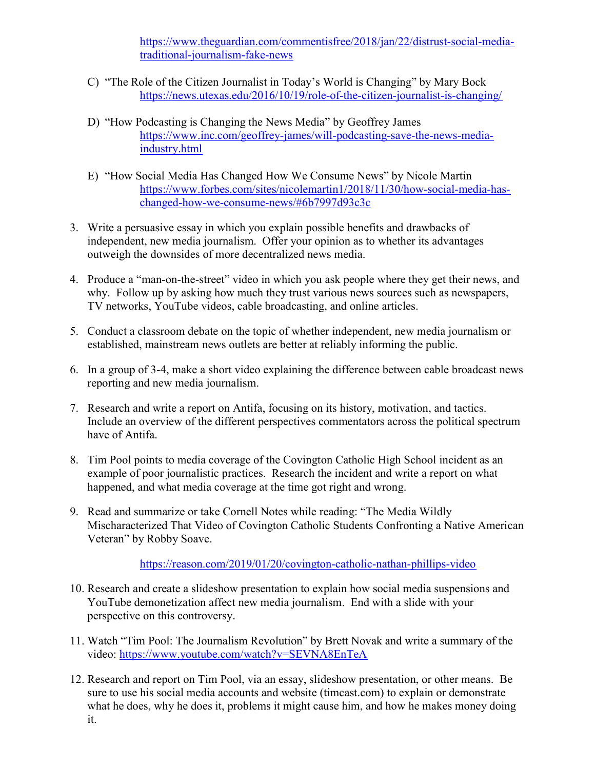https://www.theguardian.com/commentisfree/2018/jan/22/distrust-social-media-traditional-journalism-fake-news

C) "The Role of the Citizen Journalist in Today's World is Changing" by Mary Bock
https://news.utexas.edu/2016/10/19/role-of-the-citizen-journalist-is-changing/

D) "How Podcasting is Changing the News Media" by Geoffrey James
https://www.inc.com/geoffrey-james/will-podcasting-save-the-news-media-industry.html

E) "How Social Media Has Changed How We Consume News" by Nicole Martin
https://www.forbes.com/sites/nicolemartin1/2018/11/30/how-social-media-has-changed-how-we-consume-news/#6b7997d93c3c

3. Write a persuasive essay in which you explain possible benefits and drawbacks of independent, new media journalism. Offer your opinion as to whether its advantages outweigh the downsides of more decentralized news media.

4. Produce a "man-on-the-street" video in which you ask people where they get their news, and why. Follow up by asking how much they trust various news sources such as newspapers, TV networks, YouTube videos, cable broadcasting, and online articles.

5. Conduct a classroom debate on the topic of whether independent, new media journalism or established, mainstream news outlets are better at reliably informing the public.

6. In a group of 3-4, make a short video explaining the difference between cable broadcast news reporting and new media journalism.

7. Research and write a report on Antifa, focusing on its history, motivation, and tactics. Include an overview of the different perspectives commentators across the political spectrum have of Antifa.

8. Tim Pool points to media coverage of the Covington Catholic High School incident as an example of poor journalistic practices. Research the incident and write a report on what happened, and what media coverage at the time got right and wrong.

9. Read and summarize or take Cornell Notes while reading: "The Media Wildly Mischaracterized That Video of Covington Catholic Students Confronting a Native American Veteran" by Robby Soave.

   https://reason.com/2019/01/20/covington-catholic-nathan-phillips-video

10. Research and create a slideshow presentation to explain how social media suspensions and YouTube demonetization affect new media journalism. End with a slide with your perspective on this controversy.

11. Watch "Tim Pool: The Journalism Revolution" by Brett Novak and write a summary of the video: https://www.youtube.com/watch?v=SEVNA8EnTeA

12. Research and report on Tim Pool, via an essay, slideshow presentation, or other means. Be sure to use his social media accounts and website (timcast.com) to explain or demonstrate what he does, why he does it, problems it might cause him, and how he makes money doing it.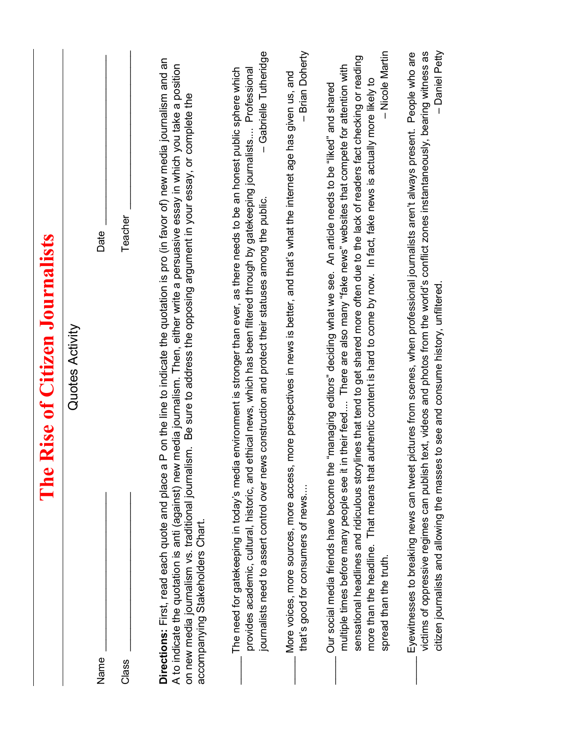# The Rise of Citizen Journalists

Quotes Activity

Name ____________________ Date ____________________

Class ____________________ Teacher ____________________

**Directions:** First, read each quote and place a P on the line to indicate the quotation is pro (in favor of) new media journalism and an A to indicate the quotation is anti (against) new media journalism. Then, either write a persuasive essay in which you take a position on new media journalism vs. traditional journalism. Be sure to address the opposing argument in your essay, or complete the accompanying Stakeholders Chart.

_____ The need for gatekeeping in today's media environment is stronger than ever, as there needs to be an honest public sphere which provides academic, cultural, historic, and ethical news, which has been filtered through by gatekeeping journalists.... Professional journalists need to assert control over news construction and protect their statuses among the public. – Gabrielle Tutheridge

_____ More voices, more sources, more access, more perspectives in news is better, and that's what the internet age has given us, and that's good for consumers of news.... – Brian Doherty

_____ Our social media friends have become the "managing editors" deciding what we see. An article needs to be "liked" and shared multiple times before many people see it in their feed.... There are also many "fake news" websites that compete for attention with sensational headlines and ridiculous storylines that tend to get shared more often due to the lack of readers fact checking or reading more than the headline. That means that authentic content is hard to come by now. In fact, fake news is actually more likely to spread than the truth. – Nicole Martin

_____ Eyewitnesses to breaking news can tweet pictures from scenes, when professional journalists aren't always present. People who are victims of oppressive regimes can publish text, videos and photos from the world's conflict zones instantaneously, bearing witness as citizen journalists and allowing the masses to see and consume history, unfiltered. – Daniel Petty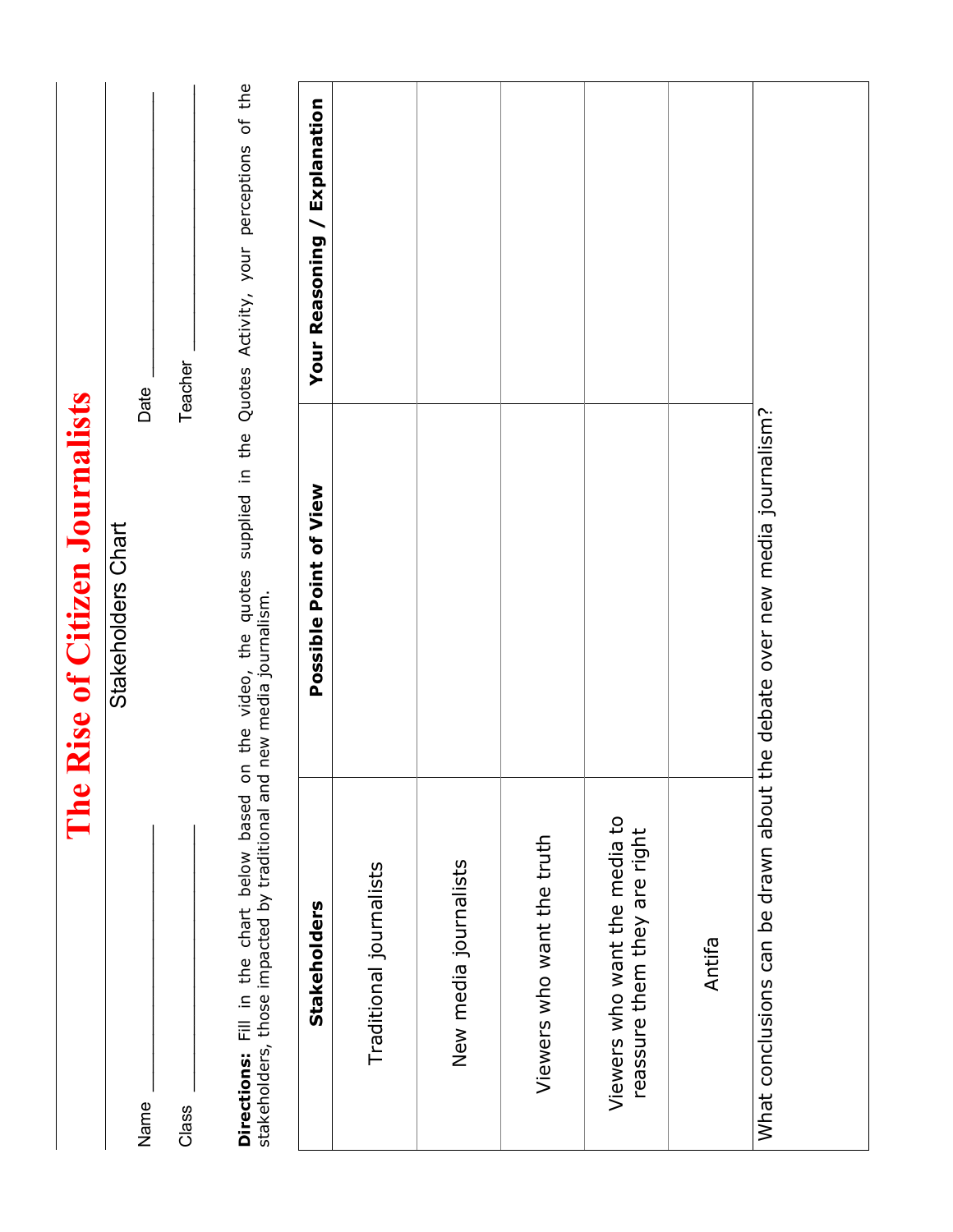# The Rise of Citizen Journalists

Stakeholders Chart

Name ____________________ Date ____________________

Class ____________________ Teacher ____________________

**Directions:** Fill in the chart below based on the video, the quotes supplied in the Quotes Activity, your perceptions of the stakeholders, those impacted by traditional and new media journalism.

| Stakeholders | Possible Point of View | Your Reasoning / Explanation |
|---|---|---|
| Traditional journalists | | |
| New media journalists | | |
| Viewers who want the truth | | |
| Viewers who want the media to reassure them they are right | | |
| Antifa | | |
| What conclusions can be drawn about the debate over new media journalism? | | |